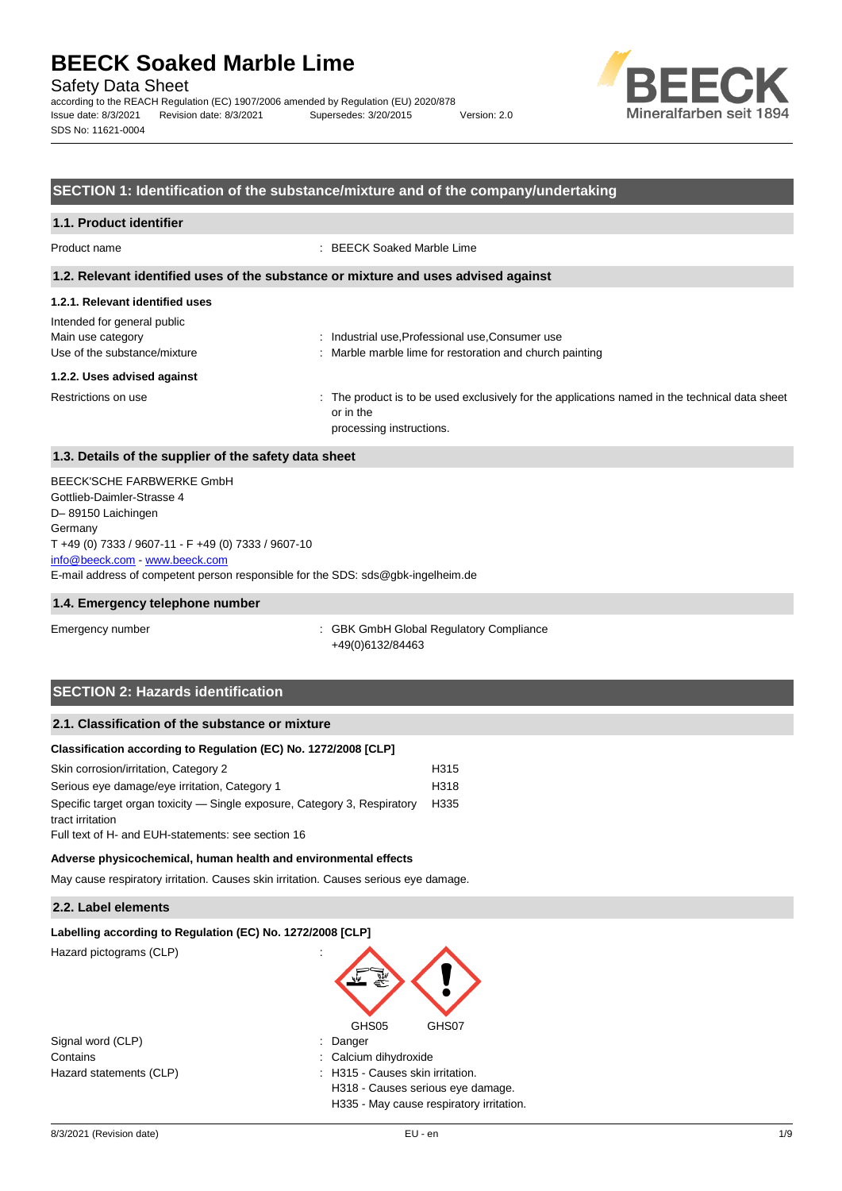# BEECK Soaked Marble Lime

Safety Data Sheet

according to the REACH Regulation (EC) 1907/2006 amended by Regulation (EU) 2020/878

Issue date: 8/3/2021 Revision date: 8/3/2021 Supersedes: 3/20/2015 Version: 2.0

SDS No: 11621-0004

## SECTION 1: Identification of the substance/mixture and of the company/undertaking

### 1.1. Product identifier

Product name : BEECK Soaked Marble Lime

### 1.2. Relevant identified uses of the substance or mixture and uses advised against

#### 1.2.1. Relevant identified uses

Intended for general public

Main use category : Industrial use,Professional use,Consumer use

Use of the substance/mixture : Marble marble lime for restoration and church painting

#### 1.2.2. Uses advised against

Restrictions on use : The product is to be used exclusively for the applications named in the technical data sheet or in the processing instructions.

### 1.3. Details of the supplier of the safety data sheet

BEECK'SCHE FARBWERKE GmbH
Gottlieb-Daimler-Strasse 4
D– 89150 Laichingen
Germany
T +49 (0) 7333 / 9607-11 - F +49 (0) 7333 / 9607-10
info@beeck.com - www.beeck.com
E-mail address of competent person responsible for the SDS: sds@gbk-ingelheim.de

### 1.4. Emergency telephone number

Emergency number : GBK GmbH Global Regulatory Compliance +49(0)6132/84463

## SECTION 2: Hazards identification

### 2.1. Classification of the substance or mixture

**Classification according to Regulation (EC) No. 1272/2008 [CLP]**

| | |
|---|---|
| Skin corrosion/irritation, Category 2 | H315 |
| Serious eye damage/eye irritation, Category 1 | H318 |
| Specific target organ toxicity — Single exposure, Category 3, Respiratory tract irritation | H335 |

Full text of H- and EUH-statements: see section 16

**Adverse physicochemical, human health and environmental effects**

May cause respiratory irritation. Causes skin irritation. Causes serious eye damage.

### 2.2. Label elements

**Labelling according to Regulation (EC) No. 1272/2008 [CLP]**

Hazard pictograms (CLP) :

GHS05 GHS07

Signal word (CLP) : Danger

Contains : Calcium dihydroxide

Hazard statements (CLP) : H315 - Causes skin irritation.
H318 - Causes serious eye damage.
H335 - May cause respiratory irritation.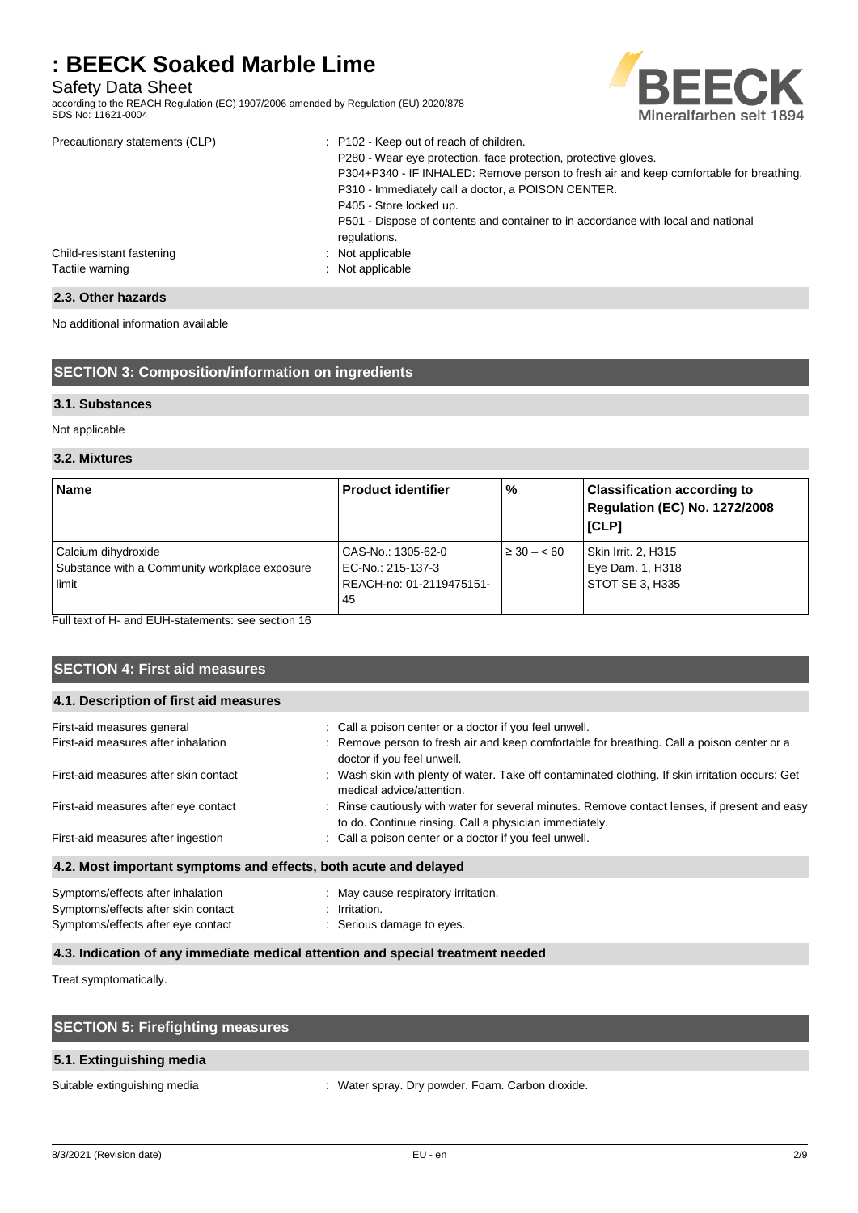| | |
|---|---|
| Precautionary statements (CLP) | : P102 - Keep out of reach of children.<br>P280 - Wear eye protection, face protection, protective gloves.<br>P304+P340 - IF INHALED: Remove person to fresh air and keep comfortable for breathing.<br>P310 - Immediately call a doctor, a POISON CENTER.<br>P405 - Store locked up.<br>P501 - Dispose of contents and container to in accordance with local and national regulations. |
| Child-resistant fastening | : Not applicable |
| Tactile warning | : Not applicable |

### 2.3. Other hazards

No additional information available

## SECTION 3: Composition/information on ingredients

### 3.1. Substances

Not applicable

### 3.2. Mixtures

| Name | Product identifier | % | Classification according to Regulation (EC) No. 1272/2008 [CLP] |
|---|---|---|---|
| Calcium dihydroxide<br>Substance with a Community workplace exposure limit | CAS-No.: 1305-62-0<br>EC-No.: 215-137-3<br>REACH-no: 01-2119475151-45 | ≥ 30 – < 60 | Skin Irrit. 2, H315<br>Eye Dam. 1, H318<br>STOT SE 3, H335 |

Full text of H- and EUH-statements: see section 16

## SECTION 4: First aid measures

### 4.1. Description of first aid measures

| | |
|---|---|
| First-aid measures general | : Call a poison center or a doctor if you feel unwell. |
| First-aid measures after inhalation | : Remove person to fresh air and keep comfortable for breathing. Call a poison center or a doctor if you feel unwell. |
| First-aid measures after skin contact | : Wash skin with plenty of water. Take off contaminated clothing. If skin irritation occurs: Get medical advice/attention. |
| First-aid measures after eye contact | : Rinse cautiously with water for several minutes. Remove contact lenses, if present and easy to do. Continue rinsing. Call a physician immediately. |
| First-aid measures after ingestion | : Call a poison center or a doctor if you feel unwell. |

### 4.2. Most important symptoms and effects, both acute and delayed

| | |
|---|---|
| Symptoms/effects after inhalation | : May cause respiratory irritation. |
| Symptoms/effects after skin contact | : Irritation. |
| Symptoms/effects after eye contact | : Serious damage to eyes. |

### 4.3. Indication of any immediate medical attention and special treatment needed

Treat symptomatically.

## SECTION 5: Firefighting measures

### 5.1. Extinguishing media

| | |
|---|---|
| Suitable extinguishing media | : Water spray. Dry powder. Foam. Carbon dioxide. |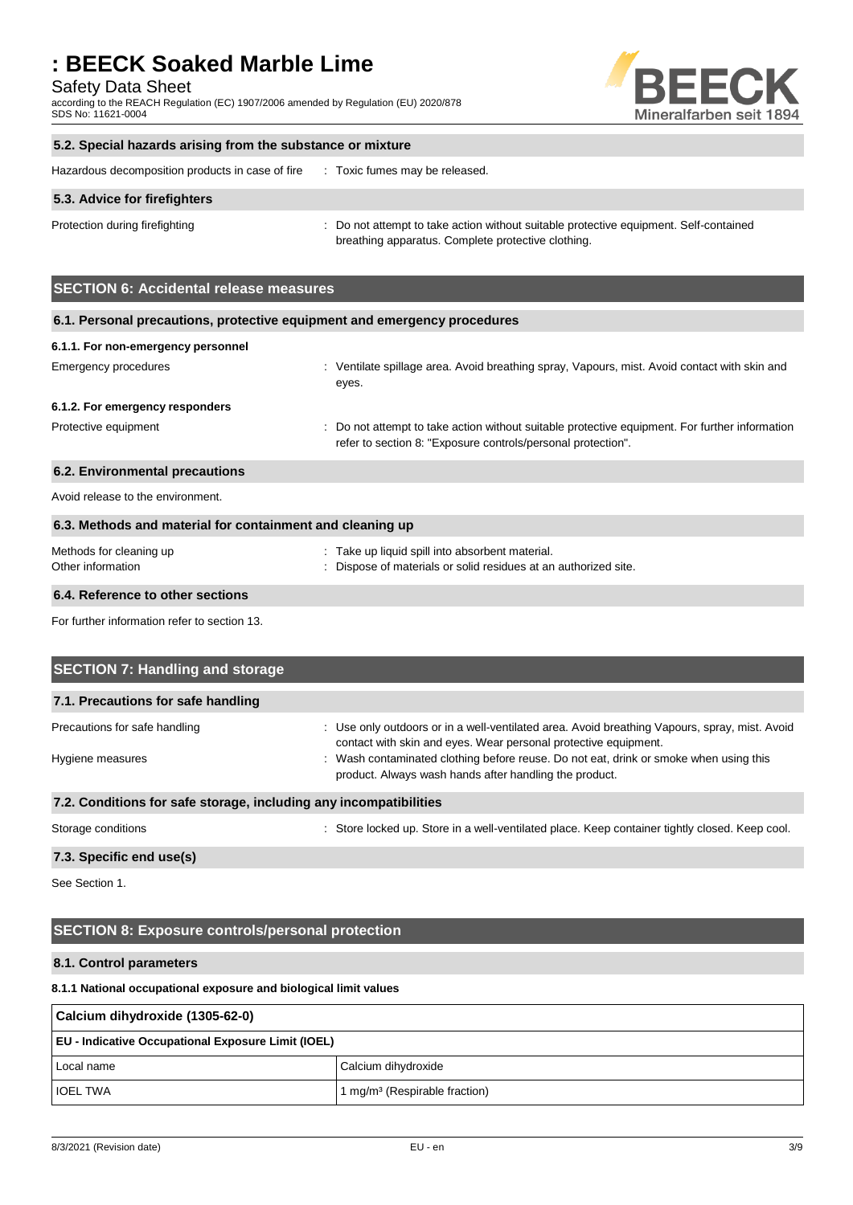### 5.2. Special hazards arising from the substance or mixture

Hazardous decomposition products in case of fire : Toxic fumes may be released.

### 5.3. Advice for firefighters

Protection during firefighting : Do not attempt to take action without suitable protective equipment. Self-contained breathing apparatus. Complete protective clothing.

## SECTION 6: Accidental release measures

### 6.1. Personal precautions, protective equipment and emergency procedures

**6.1.1. For non-emergency personnel**

Emergency procedures : Ventilate spillage area. Avoid breathing spray, Vapours, mist. Avoid contact with skin and eyes.

**6.1.2. For emergency responders**

Protective equipment : Do not attempt to take action without suitable protective equipment. For further information refer to section 8: "Exposure controls/personal protection".

### 6.2. Environmental precautions

Avoid release to the environment.

### 6.3. Methods and material for containment and cleaning up

Methods for cleaning up : Take up liquid spill into absorbent material.

Other information : Dispose of materials or solid residues at an authorized site.

### 6.4. Reference to other sections

For further information refer to section 13.

## SECTION 7: Handling and storage

### 7.1. Precautions for safe handling

Precautions for safe handling : Use only outdoors or in a well-ventilated area. Avoid breathing Vapours, spray, mist. Avoid contact with skin and eyes. Wear personal protective equipment.

Hygiene measures : Wash contaminated clothing before reuse. Do not eat, drink or smoke when using this product. Always wash hands after handling the product.

### 7.2. Conditions for safe storage, including any incompatibilities

Storage conditions : Store locked up. Store in a well-ventilated place. Keep container tightly closed. Keep cool.

### 7.3. Specific end use(s)

See Section 1.

## SECTION 8: Exposure controls/personal protection

### 8.1. Control parameters

**8.1.1 National occupational exposure and biological limit values**

| Calcium dihydroxide (1305-62-0) | |
|---|---|
| **EU - Indicative Occupational Exposure Limit (IOEL)** | |
| Local name | Calcium dihydroxide |
| IOEL TWA | 1 mg/m³ (Respirable fraction) |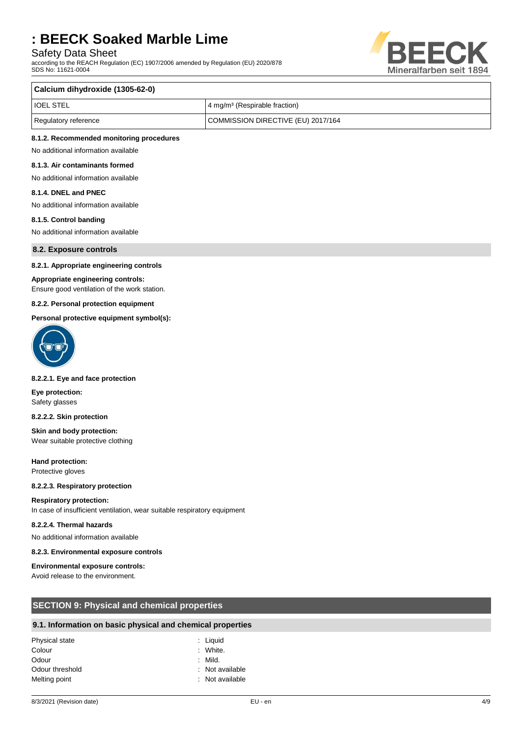| Calcium dihydroxide (1305-62-0) | |
|---|---|
| IOEL STEL | 4 mg/m³ (Respirable fraction) |
| Regulatory reference | COMMISSION DIRECTIVE (EU) 2017/164 |

#### 8.1.2. Recommended monitoring procedures

No additional information available

#### 8.1.3. Air contaminants formed

No additional information available

#### 8.1.4. DNEL and PNEC

No additional information available

#### 8.1.5. Control banding

No additional information available

### 8.2. Exposure controls

#### 8.2.1. Appropriate engineering controls

**Appropriate engineering controls:**
Ensure good ventilation of the work station.

#### 8.2.2. Personal protection equipment

**Personal protective equipment symbol(s):**

#### 8.2.2.1. Eye and face protection

**Eye protection:**
Safety glasses

#### 8.2.2.2. Skin protection

**Skin and body protection:**
Wear suitable protective clothing

**Hand protection:**
Protective gloves

#### 8.2.2.3. Respiratory protection

**Respiratory protection:**
In case of insufficient ventilation, wear suitable respiratory equipment

#### 8.2.2.4. Thermal hazards

No additional information available

#### 8.2.3. Environmental exposure controls

**Environmental exposure controls:**
Avoid release to the environment.

## SECTION 9: Physical and chemical properties

### 9.1. Information on basic physical and chemical properties

| | |
|---|---|
| Physical state | : Liquid |
| Colour | : White. |
| Odour | : Mild. |
| Odour threshold | : Not available |
| Melting point | : Not available |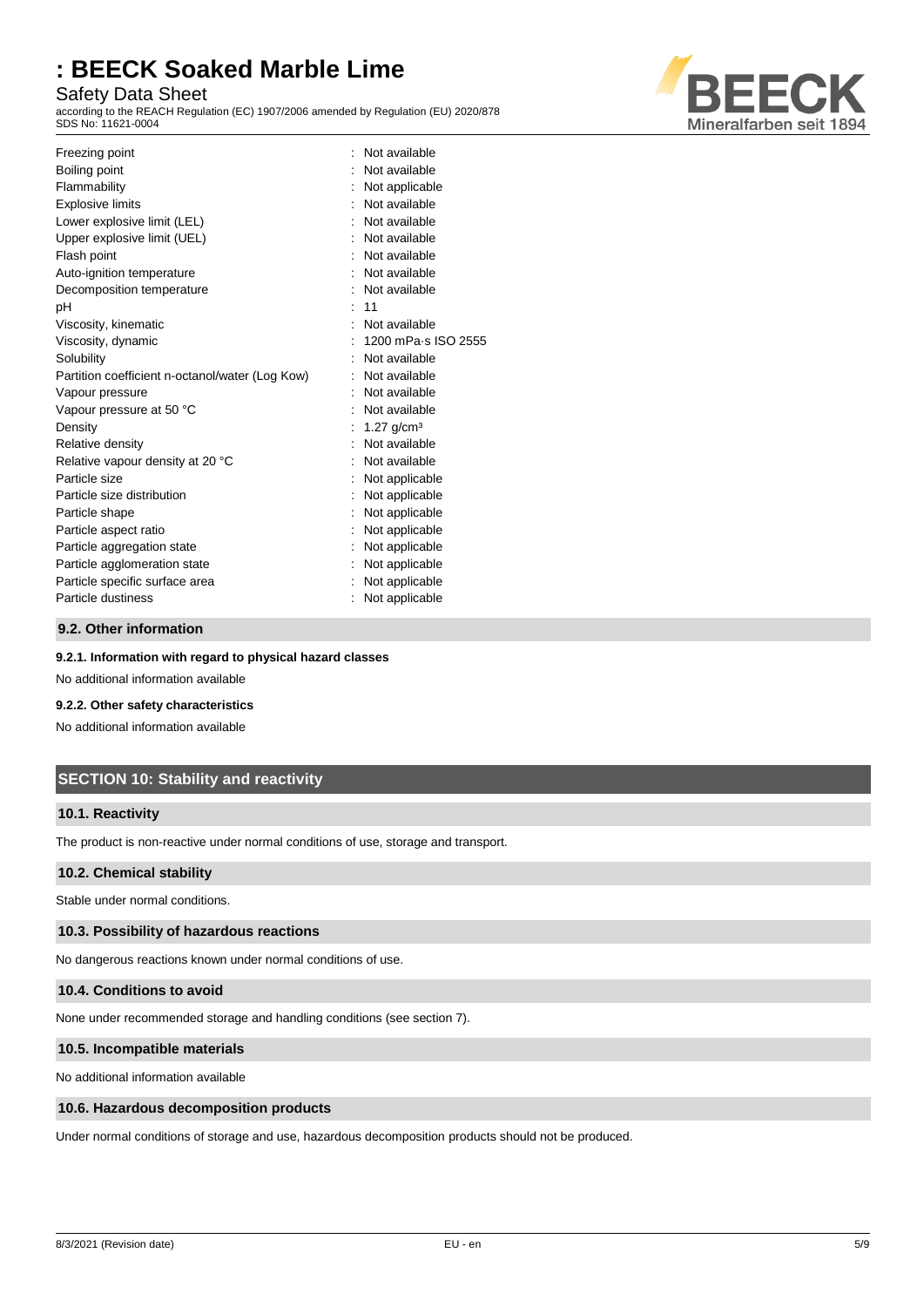| | | |
|---|---|---|
| Freezing point | : | Not available |
| Boiling point | : | Not available |
| Flammability | : | Not applicable |
| Explosive limits | : | Not available |
| Lower explosive limit (LEL) | : | Not available |
| Upper explosive limit (UEL) | : | Not available |
| Flash point | : | Not available |
| Auto-ignition temperature | : | Not available |
| Decomposition temperature | : | Not available |
| pH | : | 11 |
| Viscosity, kinematic | : | Not available |
| Viscosity, dynamic | : | 1200 mPa·s ISO 2555 |
| Solubility | : | Not available |
| Partition coefficient n-octanol/water (Log Kow) | : | Not available |
| Vapour pressure | : | Not available |
| Vapour pressure at 50 °C | : | Not available |
| Density | : | 1.27 g/cm³ |
| Relative density | : | Not available |
| Relative vapour density at 20 °C | : | Not available |
| Particle size | : | Not applicable |
| Particle size distribution | : | Not applicable |
| Particle shape | : | Not applicable |
| Particle aspect ratio | : | Not applicable |
| Particle aggregation state | : | Not applicable |
| Particle agglomeration state | : | Not applicable |
| Particle specific surface area | : | Not applicable |
| Particle dustiness | : | Not applicable |

### 9.2. Other information

#### 9.2.1. Information with regard to physical hazard classes

No additional information available

#### 9.2.2. Other safety characteristics

No additional information available

## SECTION 10: Stability and reactivity

### 10.1. Reactivity

The product is non-reactive under normal conditions of use, storage and transport.

### 10.2. Chemical stability

Stable under normal conditions.

### 10.3. Possibility of hazardous reactions

No dangerous reactions known under normal conditions of use.

### 10.4. Conditions to avoid

None under recommended storage and handling conditions (see section 7).

### 10.5. Incompatible materials

No additional information available

### 10.6. Hazardous decomposition products

Under normal conditions of storage and use, hazardous decomposition products should not be produced.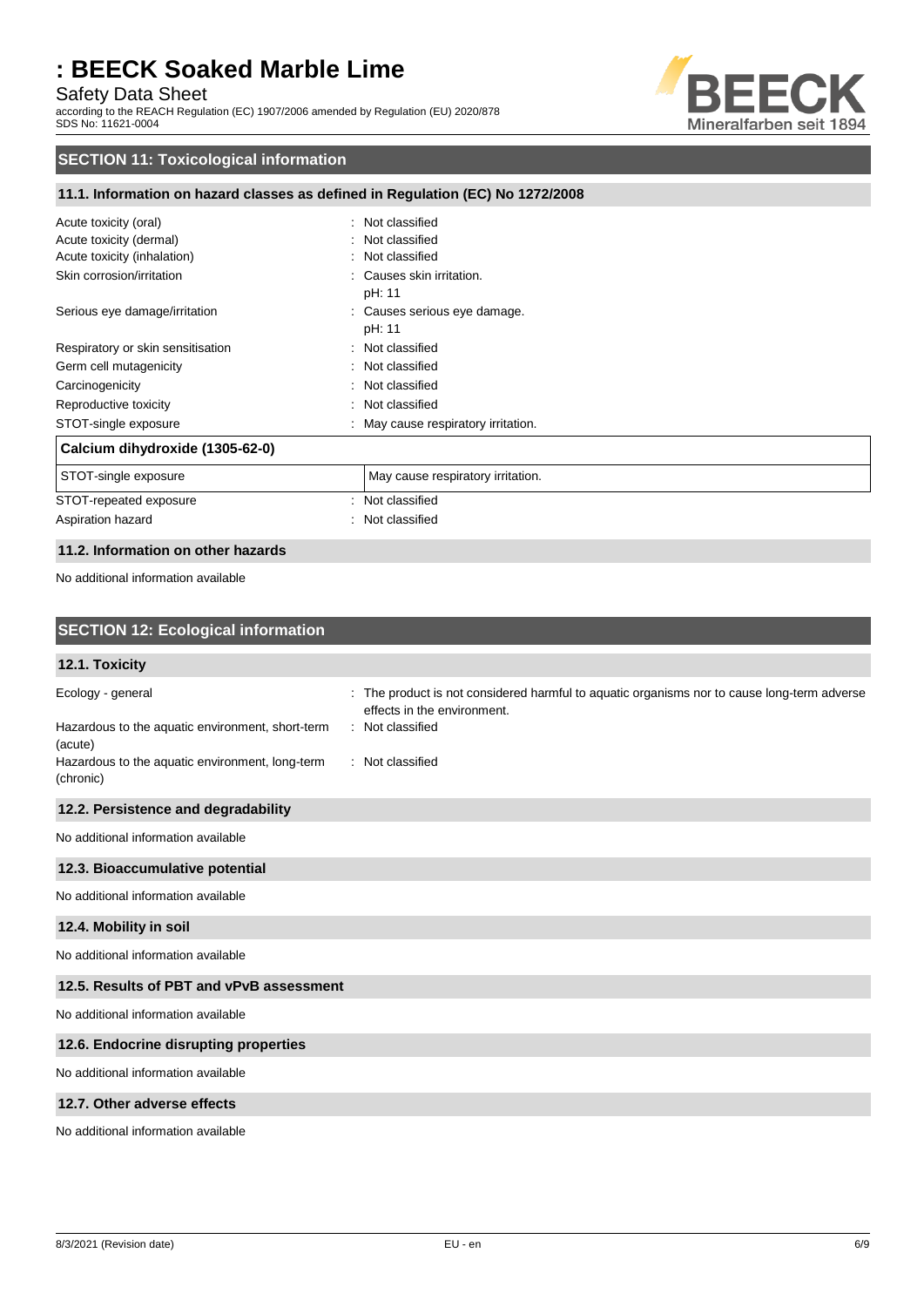## SECTION 11: Toxicological information

### 11.1. Information on hazard classes as defined in Regulation (EC) No 1272/2008

| | |
|---|---|
| Acute toxicity (oral) | : Not classified |
| Acute toxicity (dermal) | : Not classified |
| Acute toxicity (inhalation) | : Not classified |
| Skin corrosion/irritation | : Causes skin irritation.<br>pH: 11 |
| Serious eye damage/irritation | : Causes serious eye damage.<br>pH: 11 |
| Respiratory or skin sensitisation | : Not classified |
| Germ cell mutagenicity | : Not classified |
| Carcinogenicity | : Not classified |
| Reproductive toxicity | : Not classified |
| STOT-single exposure | : May cause respiratory irritation. |

| Calcium dihydroxide (1305-62-0) | |
|---|---|
| STOT-single exposure | May cause respiratory irritation. |

| | |
|---|---|
| STOT-repeated exposure | : Not classified |
| Aspiration hazard | : Not classified |

### 11.2. Information on other hazards

No additional information available

## SECTION 12: Ecological information

### 12.1. Toxicity

| | |
|---|---|
| Ecology - general | : The product is not considered harmful to aquatic organisms nor to cause long-term adverse effects in the environment. |
| Hazardous to the aquatic environment, short-term (acute) | : Not classified |
| Hazardous to the aquatic environment, long-term (chronic) | : Not classified |

### 12.2. Persistence and degradability

No additional information available

### 12.3. Bioaccumulative potential

No additional information available

### 12.4. Mobility in soil

No additional information available

### 12.5. Results of PBT and vPvB assessment

No additional information available

### 12.6. Endocrine disrupting properties

No additional information available

### 12.7. Other adverse effects

No additional information available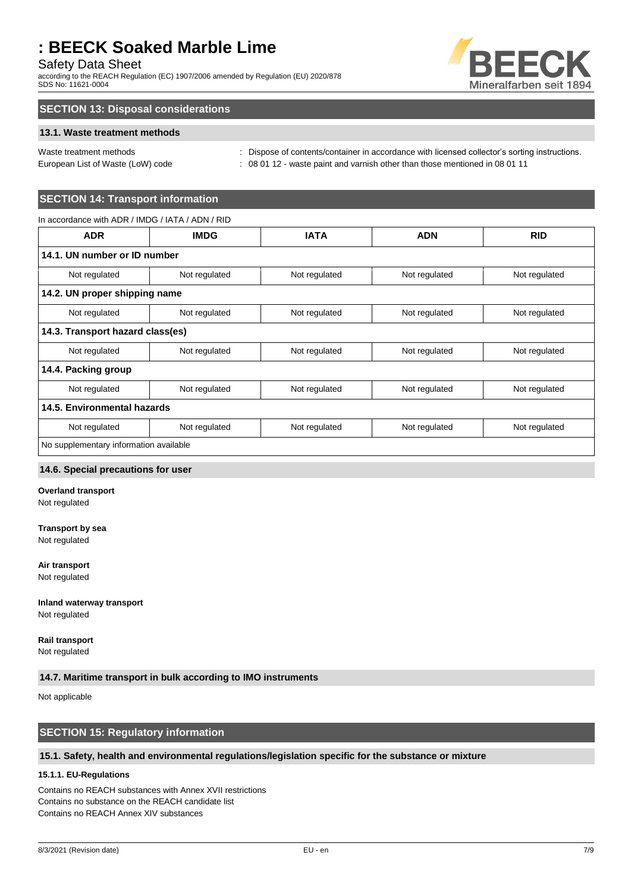## SECTION 13: Disposal considerations

### 13.1. Waste treatment methods

Waste treatment methods : Dispose of contents/container in accordance with licensed collector's sorting instructions.

European List of Waste (LoW) code : 08 01 12 - waste paint and varnish other than those mentioned in 08 01 11

## SECTION 14: Transport information

In accordance with ADR / IMDG / IATA / ADN / RID

| ADR | IMDG | IATA | ADN | RID |
|---|---|---|---|---|
| **14.1. UN number or ID number** | | | | |
| Not regulated | Not regulated | Not regulated | Not regulated | Not regulated |
| **14.2. UN proper shipping name** | | | | |
| Not regulated | Not regulated | Not regulated | Not regulated | Not regulated |
| **14.3. Transport hazard class(es)** | | | | |
| Not regulated | Not regulated | Not regulated | Not regulated | Not regulated |
| **14.4. Packing group** | | | | |
| Not regulated | Not regulated | Not regulated | Not regulated | Not regulated |
| **14.5. Environmental hazards** | | | | |
| Not regulated | Not regulated | Not regulated | Not regulated | Not regulated |
| No supplementary information available | | | | |

### 14.6. Special precautions for user

**Overland transport**
Not regulated

**Transport by sea**
Not regulated

**Air transport**
Not regulated

**Inland waterway transport**
Not regulated

**Rail transport**
Not regulated

### 14.7. Maritime transport in bulk according to IMO instruments

Not applicable

## SECTION 15: Regulatory information

### 15.1. Safety, health and environmental regulations/legislation specific for the substance or mixture

#### 15.1.1. EU-Regulations

Contains no REACH substances with Annex XVII restrictions
Contains no substance on the REACH candidate list
Contains no REACH Annex XIV substances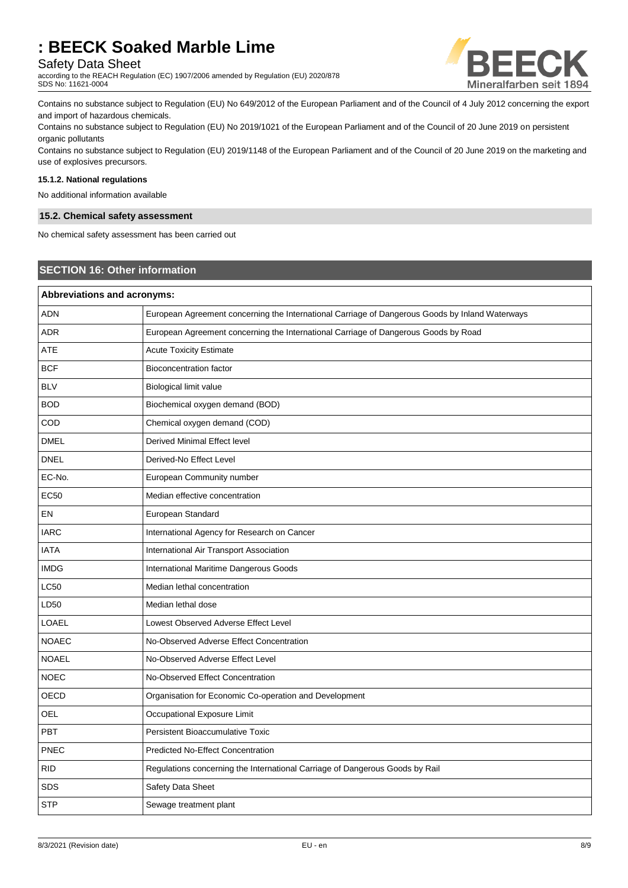Contains no substance subject to Regulation (EU) No 649/2012 of the European Parliament and of the Council of 4 July 2012 concerning the export and import of hazardous chemicals.

Contains no substance subject to Regulation (EU) No 2019/1021 of the European Parliament and of the Council of 20 June 2019 on persistent organic pollutants

Contains no substance subject to Regulation (EU) 2019/1148 of the European Parliament and of the Council of 20 June 2019 on the marketing and use of explosives precursors.

#### 15.1.2. National regulations

No additional information available

### 15.2. Chemical safety assessment

No chemical safety assessment has been carried out

## SECTION 16: Other information

| Abbreviations and acronyms: | |
|---|---|
| ADN | European Agreement concerning the International Carriage of Dangerous Goods by Inland Waterways |
| ADR | European Agreement concerning the International Carriage of Dangerous Goods by Road |
| ATE | Acute Toxicity Estimate |
| BCF | Bioconcentration factor |
| BLV | Biological limit value |
| BOD | Biochemical oxygen demand (BOD) |
| COD | Chemical oxygen demand (COD) |
| DMEL | Derived Minimal Effect level |
| DNEL | Derived-No Effect Level |
| EC-No. | European Community number |
| EC50 | Median effective concentration |
| EN | European Standard |
| IARC | International Agency for Research on Cancer |
| IATA | International Air Transport Association |
| IMDG | International Maritime Dangerous Goods |
| LC50 | Median lethal concentration |
| LD50 | Median lethal dose |
| LOAEL | Lowest Observed Adverse Effect Level |
| NOAEC | No-Observed Adverse Effect Concentration |
| NOAEL | No-Observed Adverse Effect Level |
| NOEC | No-Observed Effect Concentration |
| OECD | Organisation for Economic Co-operation and Development |
| OEL | Occupational Exposure Limit |
| PBT | Persistent Bioaccumulative Toxic |
| PNEC | Predicted No-Effect Concentration |
| RID | Regulations concerning the International Carriage of Dangerous Goods by Rail |
| SDS | Safety Data Sheet |
| STP | Sewage treatment plant |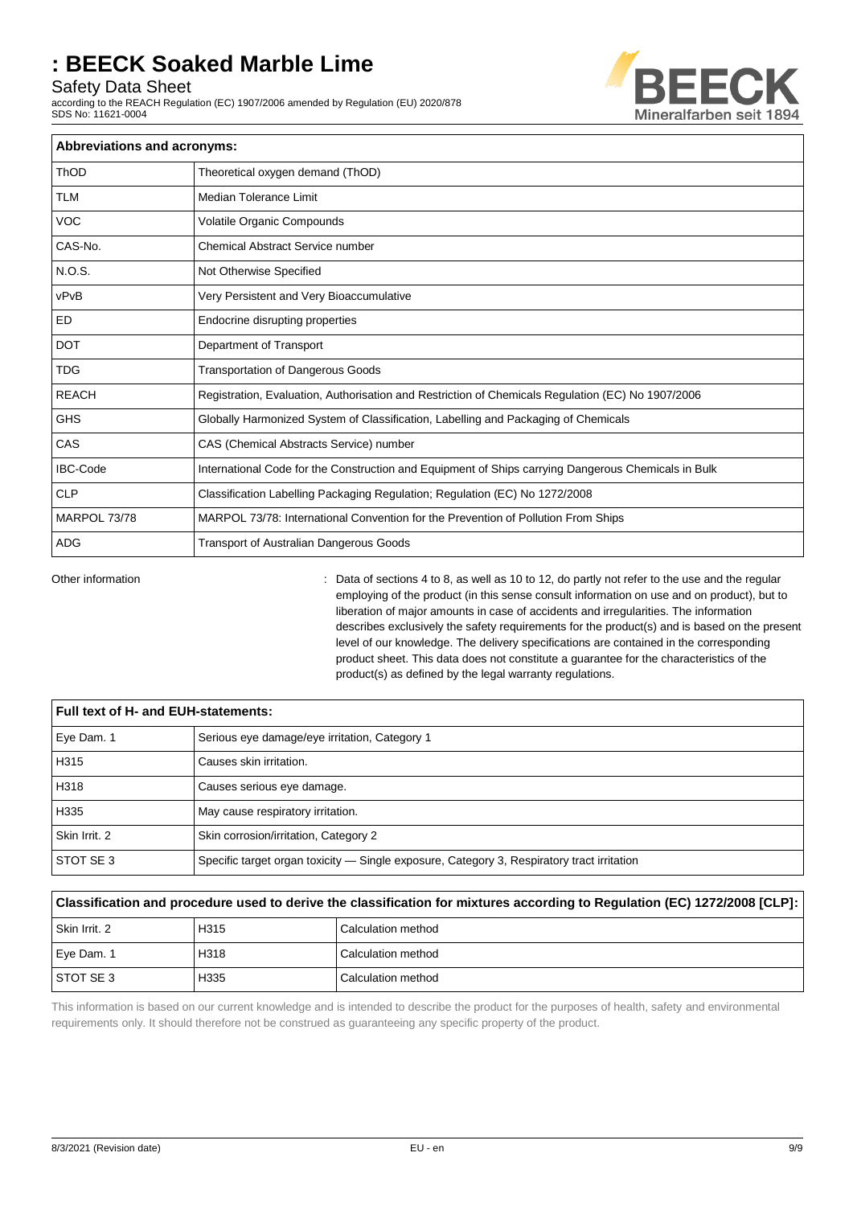| Abbreviations and acronyms: | |
|---|---|
| ThOD | Theoretical oxygen demand (ThOD) |
| TLM | Median Tolerance Limit |
| VOC | Volatile Organic Compounds |
| CAS-No. | Chemical Abstract Service number |
| N.O.S. | Not Otherwise Specified |
| vPvB | Very Persistent and Very Bioaccumulative |
| ED | Endocrine disrupting properties |
| DOT | Department of Transport |
| TDG | Transportation of Dangerous Goods |
| REACH | Registration, Evaluation, Authorisation and Restriction of Chemicals Regulation (EC) No 1907/2006 |
| GHS | Globally Harmonized System of Classification, Labelling and Packaging of Chemicals |
| CAS | CAS (Chemical Abstracts Service) number |
| IBC-Code | International Code for the Construction and Equipment of Ships carrying Dangerous Chemicals in Bulk |
| CLP | Classification Labelling Packaging Regulation; Regulation (EC) No 1272/2008 |
| MARPOL 73/78 | MARPOL 73/78: International Convention for the Prevention of Pollution From Ships |
| ADG | Transport of Australian Dangerous Goods |

Other information : Data of sections 4 to 8, as well as 10 to 12, do partly not refer to the use and the regular employing of the product (in this sense consult information on use and on product), but to liberation of major amounts in case of accidents and irregularities. The information describes exclusively the safety requirements for the product(s) and is based on the present level of our knowledge. The delivery specifications are contained in the corresponding product sheet. This data does not constitute a guarantee for the characteristics of the product(s) as defined by the legal warranty regulations.

| Full text of H- and EUH-statements: | |
|---|---|
| Eye Dam. 1 | Serious eye damage/eye irritation, Category 1 |
| H315 | Causes skin irritation. |
| H318 | Causes serious eye damage. |
| H335 | May cause respiratory irritation. |
| Skin Irrit. 2 | Skin corrosion/irritation, Category 2 |
| STOT SE 3 | Specific target organ toxicity — Single exposure, Category 3, Respiratory tract irritation |

| Classification and procedure used to derive the classification for mixtures according to Regulation (EC) 1272/2008 [CLP]: | | |
|---|---|---|
| Skin Irrit. 2 | H315 | Calculation method |
| Eye Dam. 1 | H318 | Calculation method |
| STOT SE 3 | H335 | Calculation method |

This information is based on our current knowledge and is intended to describe the product for the purposes of health, safety and environmental requirements only. It should therefore not be construed as guaranteeing any specific property of the product.